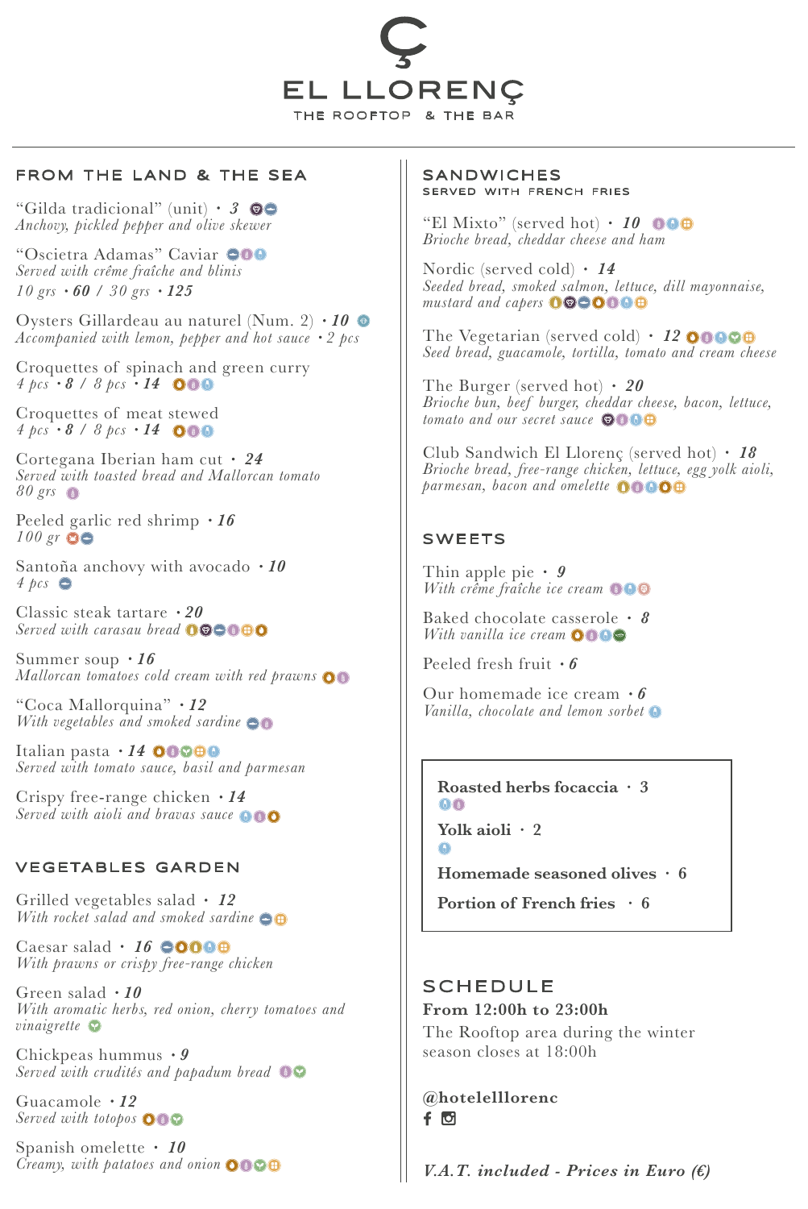# Ç EL LLORENÇ

THE ROOFTOP & THE BAR

## FROM THE LAND & THE SEA

"Gilda tradicional" (unit) · ***3***
*Anchovy, pickled pepper and olive skewer*

"Oscietra Adamas" Caviar
*Served with crême fraîche and blinis*
*10 grs* · ***60*** / *30 grs* · ***125***

Oysters Gillardeau au naturel (Num. 2) · ***10***
*Accompanied with lemon, pepper and hot sauce* · *2 pcs*

Croquettes of spinach and green curry
*4 pcs* · ***8*** / *8 pcs* · ***14***

Croquettes of meat stewed
*4 pcs* · ***8*** / *8 pcs* · ***14***

Cortegana Iberian ham cut · ***24***
*Served with toasted bread and Mallorcan tomato*
*80 grs*

Peeled garlic red shrimp · ***16***
*100 gr*

Santoña anchovy with avocado · ***10***
*4 pcs*

Classic steak tartare · ***20***
*Served with carasau bread*

Summer soup · ***16***
*Mallorcan tomatoes cold cream with red prawns*

"Coca Mallorquina" · ***12***
*With vegetables and smoked sardine*

Italian pasta · ***14***
*Served with tomato sauce, basil and parmesan*

Crispy free-range chicken · ***14***
*Served with aioli and bravas sauce*

## VEGETABLES GARDEN

Grilled vegetables salad · ***12***
*With rocket salad and smoked sardine*

Caesar salad · ***16***
*With prawns or crispy free-range chicken*

Green salad · ***10***
*With aromatic herbs, red onion, cherry tomatoes and vinaigrette*

Chickpeas hummus · ***9***
*Served with crudités and papadum bread*

Guacamole · ***12***
*Served with totopos*

Spanish omelette · ***10***
*Creamy, with patatoes and onion*

## SANDWICHES

SERVED WITH FRENCH FRIES

"El Mixto" (served hot) · ***10***
*Brioche bread, cheddar cheese and ham*

Nordic (served cold) · ***14***
*Seeded bread, smoked salmon, lettuce, dill mayonnaise, mustard and capers*

The Vegetarian (served cold) · ***12***
*Seed bread, guacamole, tortilla, tomato and cream cheese*

The Burger (served hot) · ***20***
*Brioche bun, beef burger, cheddar cheese, bacon, lettuce, tomato and our secret sauce*

Club Sandwich El Llorenç (served hot) · ***18***
*Brioche bread, free-range chicken, lettuce, egg yolk aioli, parmesan, bacon and omelette*

## SWEETS

Thin apple pie · ***9***
*With crême fraîche ice cream*

Baked chocolate casserole · ***8***
*With vanilla ice cream*

Peeled fresh fruit · ***6***

Our homemade ice cream · ***6***
*Vanilla, chocolate and lemon sorbet*

---

**Roasted herbs focaccia** · 3

**Yolk aioli** · 2

**Homemade seasoned olives** · 6

**Portion of French fries** · 6

---

## SCHEDULE

**From 12:00h to 23:00h**

The Rooftop area during the winter season closes at 18:00h

**@hotelelllorenc**

***V.A.T. included - Prices in Euro (€)***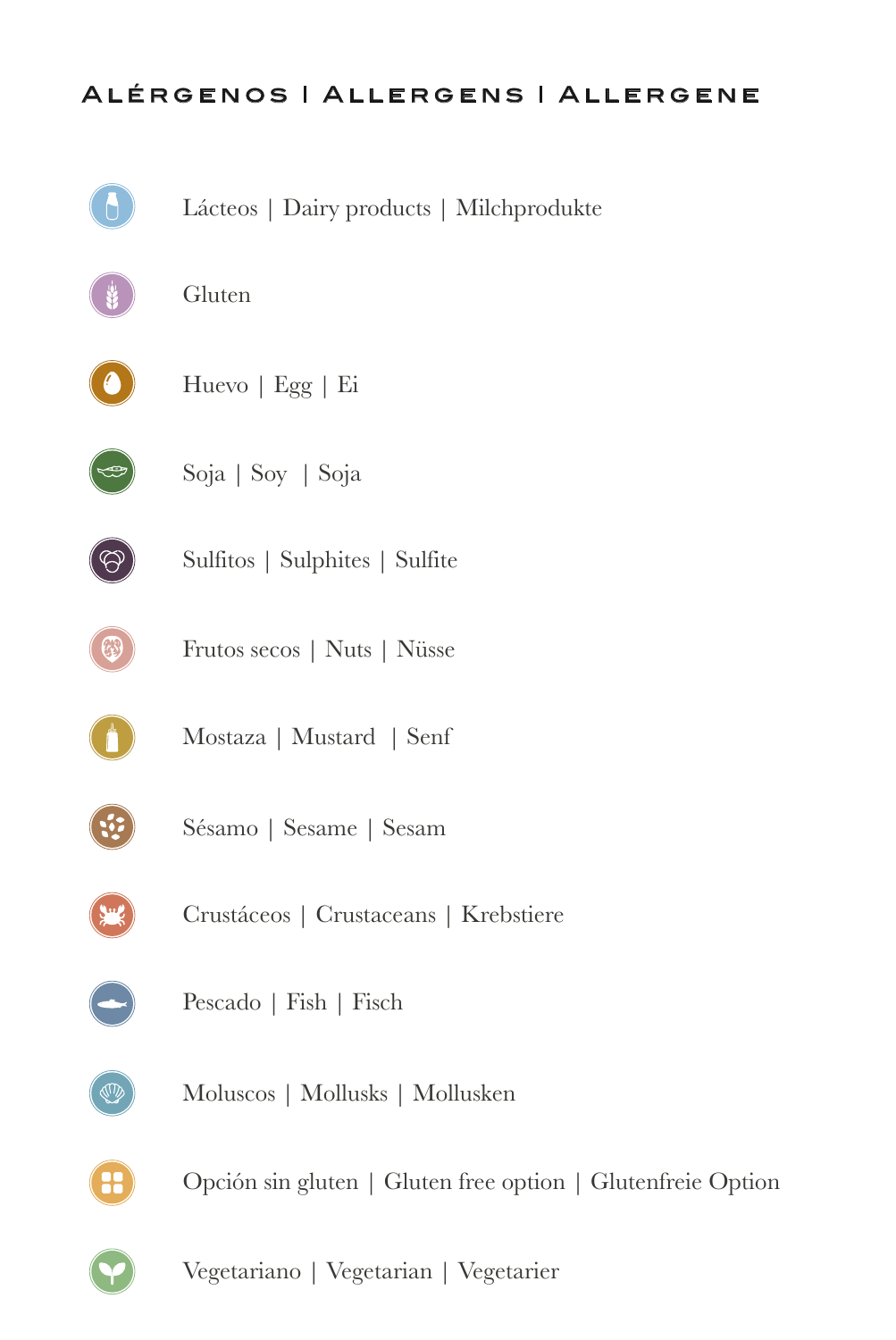# Alérgenos | Allergens | Allergene

- Lácteos | Dairy products | Milchprodukte
- Gluten
- Huevo | Egg | Ei
- Soja | Soy | Soja
- Sulfitos | Sulphites | Sulfite
- Frutos secos | Nuts | Nüsse
- Mostaza | Mustard | Senf
- Sésamo | Sesame | Sesam
- Crustáceos | Crustaceans | Krebstiere
- Pescado | Fish | Fisch
- Moluscos | Mollusks | Mollusken
- Opción sin gluten | Gluten free option | Glutenfreie Option
- Vegetariano | Vegetarian | Vegetarier